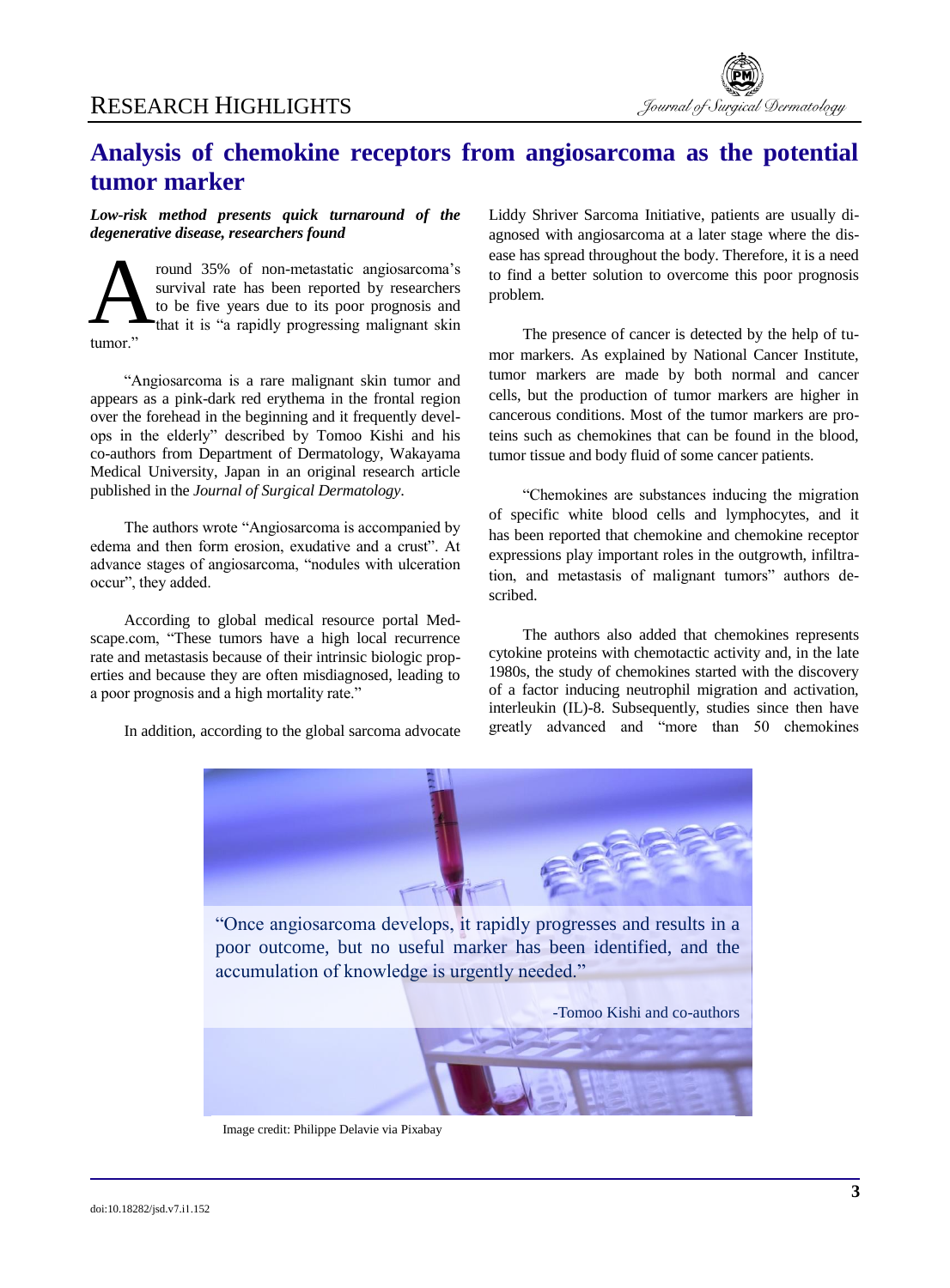# Analysis of chemokine receptors from angiosarcoma as the potential tumor marker

***Low-risk method presents quick turnaround of the degenerative disease, researchers found***

Around 35% of non-metastatic angiosarcoma's survival rate has been reported by researchers to be five years due to its poor prognosis and that it is "a rapidly progressing malignant skin tumor."

"Angiosarcoma is a rare malignant skin tumor and appears as a pink-dark red erythema in the frontal region over the forehead in the beginning and it frequently develops in the elderly" described by Tomoo Kishi and his co-authors from Department of Dermatology, Wakayama Medical University, Japan in an original research article published in the *Journal of Surgical Dermatology*.

The authors wrote "Angiosarcoma is accompanied by edema and then form erosion, exudative and a crust". At advance stages of angiosarcoma, "nodules with ulceration occur", they added.

According to global medical resource portal Medscape.com, "These tumors have a high local recurrence rate and metastasis because of their intrinsic biologic properties and because they are often misdiagnosed, leading to a poor prognosis and a high mortality rate."

In addition, according to the global sarcoma advocate Liddy Shriver Sarcoma Initiative, patients are usually diagnosed with angiosarcoma at a later stage where the disease has spread throughout the body. Therefore, it is a need to find a better solution to overcome this poor prognosis problem.

The presence of cancer is detected by the help of tumor markers. As explained by National Cancer Institute, tumor markers are made by both normal and cancer cells, but the production of tumor markers are higher in cancerous conditions. Most of the tumor markers are proteins such as chemokines that can be found in the blood, tumor tissue and body fluid of some cancer patients.

"Chemokines are substances inducing the migration of specific white blood cells and lymphocytes, and it has been reported that chemokine and chemokine receptor expressions play important roles in the outgrowth, infiltration, and metastasis of malignant tumors" authors described.

The authors also added that chemokines represents cytokine proteins with chemotactic activity and, in the late 1980s, the study of chemokines started with the discovery of a factor inducing neutrophil migration and activation, interleukin (IL)-8. Subsequently, studies since then have greatly advanced and "more than 50 chemokines

"Once angiosarcoma develops, it rapidly progresses and results in a poor outcome, but no useful marker has been identified, and the accumulation of knowledge is urgently needed."

-Tomoo Kishi and co-authors

Image credit: Philippe Delavie via Pixabay

doi:10.18282/jsd.v7.i1.152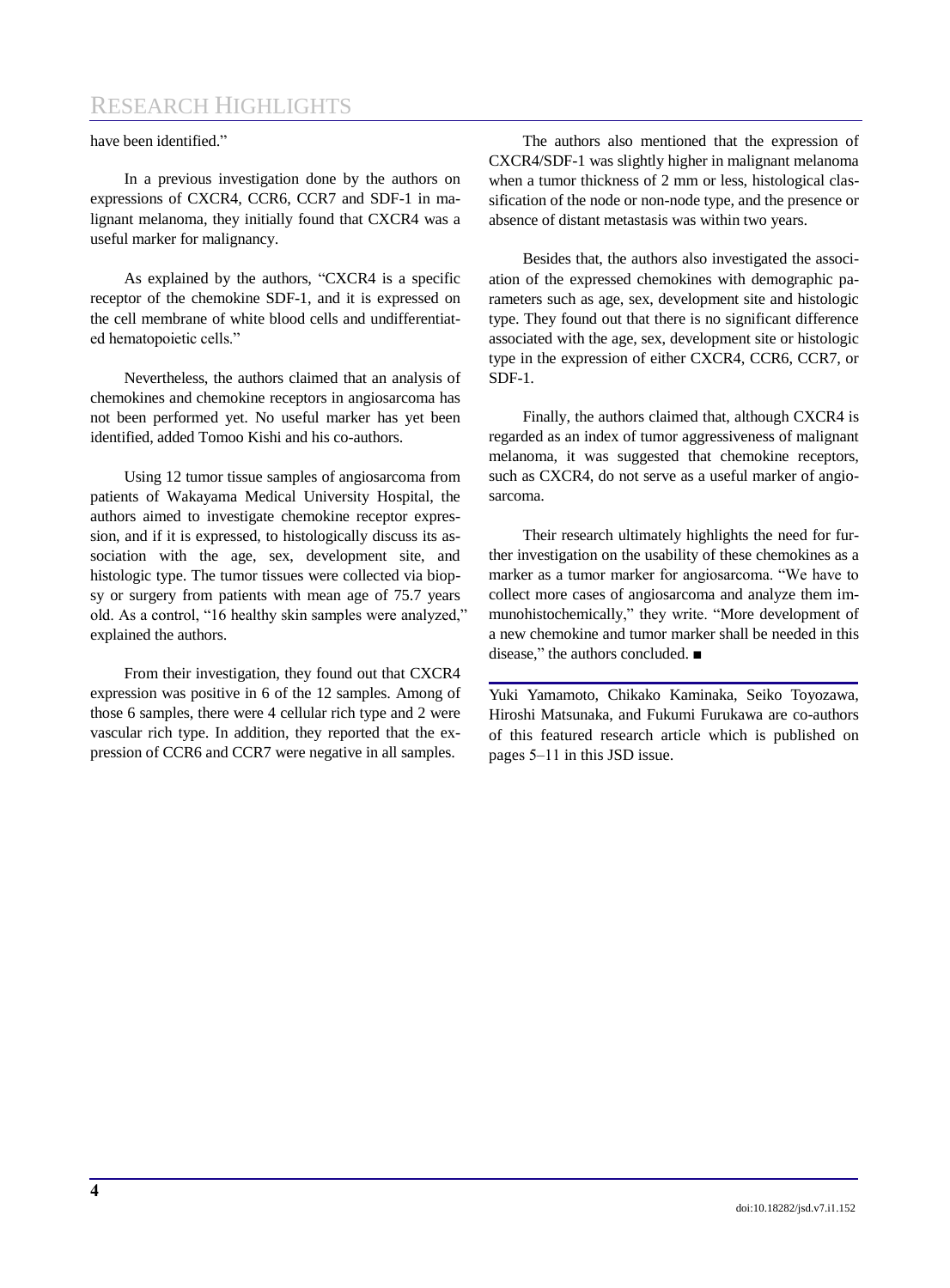have been identified."

In a previous investigation done by the authors on expressions of CXCR4, CCR6, CCR7 and SDF-1 in malignant melanoma, they initially found that CXCR4 was a useful marker for malignancy.

As explained by the authors, "CXCR4 is a specific receptor of the chemokine SDF-1, and it is expressed on the cell membrane of white blood cells and undifferentiated hematopoietic cells."

Nevertheless, the authors claimed that an analysis of chemokines and chemokine receptors in angiosarcoma has not been performed yet. No useful marker has yet been identified, added Tomoo Kishi and his co-authors.

Using 12 tumor tissue samples of angiosarcoma from patients of Wakayama Medical University Hospital, the authors aimed to investigate chemokine receptor expression, and if it is expressed, to histologically discuss its association with the age, sex, development site, and histologic type. The tumor tissues were collected via biopsy or surgery from patients with mean age of 75.7 years old. As a control, "16 healthy skin samples were analyzed," explained the authors.

From their investigation, they found out that CXCR4 expression was positive in 6 of the 12 samples. Among of those 6 samples, there were 4 cellular rich type and 2 were vascular rich type. In addition, they reported that the expression of CCR6 and CCR7 were negative in all samples.

The authors also mentioned that the expression of CXCR4/SDF-1 was slightly higher in malignant melanoma when a tumor thickness of 2 mm or less, histological classification of the node or non-node type, and the presence or absence of distant metastasis was within two years.

Besides that, the authors also investigated the association of the expressed chemokines with demographic parameters such as age, sex, development site and histologic type. They found out that there is no significant difference associated with the age, sex, development site or histologic type in the expression of either CXCR4, CCR6, CCR7, or SDF-1.

Finally, the authors claimed that, although CXCR4 is regarded as an index of tumor aggressiveness of malignant melanoma, it was suggested that chemokine receptors, such as CXCR4, do not serve as a useful marker of angiosarcoma.

Their research ultimately highlights the need for further investigation on the usability of these chemokines as a marker as a tumor marker for angiosarcoma. "We have to collect more cases of angiosarcoma and analyze them immunohistochemically," they write. "More development of a new chemokine and tumor marker shall be needed in this disease," the authors concluded. ■

---

Yuki Yamamoto, Chikako Kaminaka, Seiko Toyozawa, Hiroshi Matsunaka, and Fukumi Furukawa are co-authors of this featured research article which is published on pages 5–11 in this JSD issue.